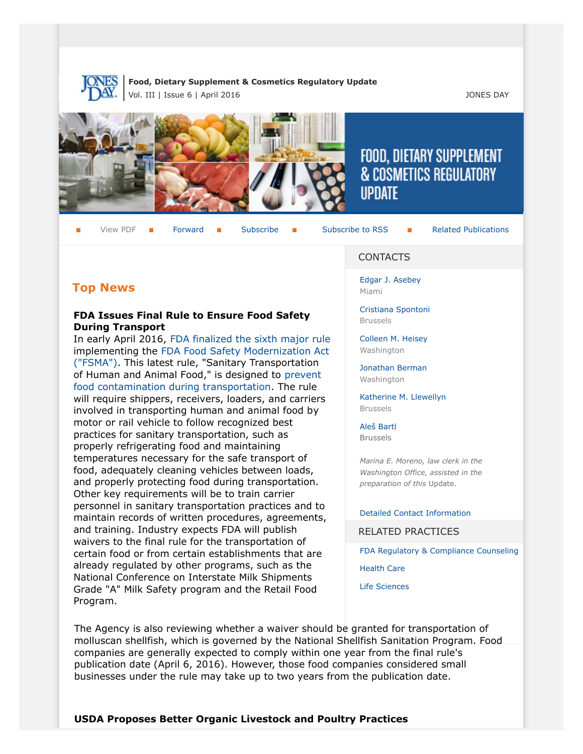**Food, Dietary Supplement & Cosmetics Regulatory Update**
Vol. III | Issue 6 | April 2016

JONES DAY

FOOD, DIETARY SUPPLEMENT & COSMETICS REGULATORY UPDATE

View PDF | Forward | Subscribe | Subscribe to RSS | Related Publications

## Top News

### FDA Issues Final Rule to Ensure Food Safety During Transport

In early April 2016, FDA finalized the sixth major rule implementing the FDA Food Safety Modernization Act ("FSMA"). This latest rule, "Sanitary Transportation of Human and Animal Food," is designed to prevent food contamination during transportation. The rule will require shippers, receivers, loaders, and carriers involved in transporting human and animal food by motor or rail vehicle to follow recognized best practices for sanitary transportation, such as properly refrigerating food and maintaining temperatures necessary for the safe transport of food, adequately cleaning vehicles between loads, and properly protecting food during transportation. Other key requirements will be to train carrier personnel in sanitary transportation practices and to maintain records of written procedures, agreements, and training. Industry expects FDA will publish waivers to the final rule for the transportation of certain food or from certain establishments that are already regulated by other programs, such as the National Conference on Interstate Milk Shipments Grade "A" Milk Safety program and the Retail Food Program.

The Agency is also reviewing whether a waiver should be granted for transportation of molluscan shellfish, which is governed by the National Shellfish Sanitation Program. Food companies are generally expected to comply within one year from the final rule's publication date (April 6, 2016). However, those food companies considered small businesses under the rule may take up to two years from the publication date.

### USDA Proposes Better Organic Livestock and Poultry Practices

## CONTACTS

Edgar J. Asebey
Miami

Cristiana Spontoni
Brussels

Colleen M. Heisey
Washington

Jonathan Berman
Washington

Katherine M. Llewellyn
Brussels

Aleš Bartl
Brussels

*Marina E. Moreno, law clerk in the Washington Office, assisted in the preparation of this* Update.

Detailed Contact Information

## RELATED PRACTICES

FDA Regulatory & Compliance Counseling

Health Care

Life Sciences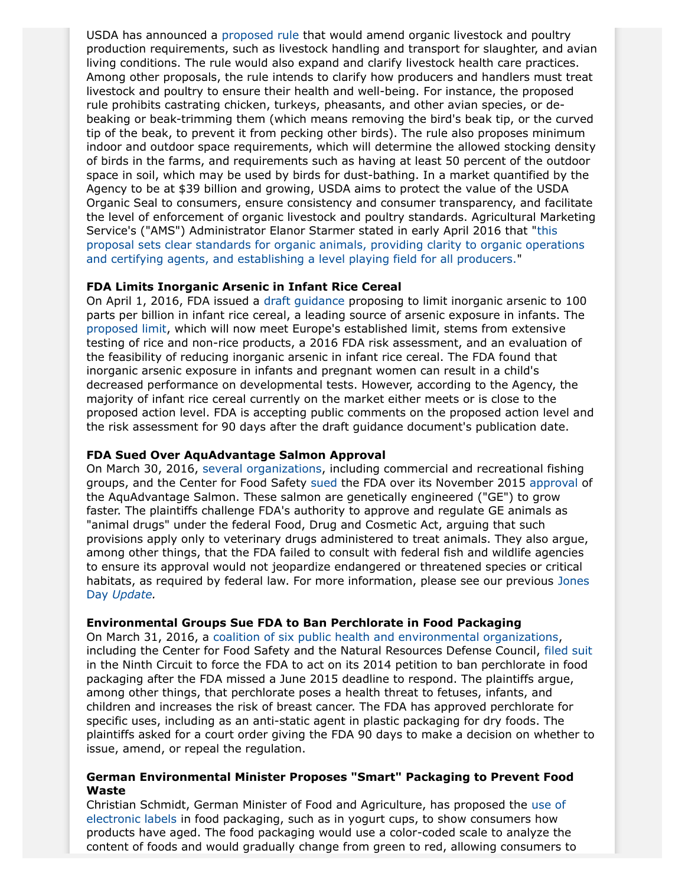USDA has announced a proposed rule that would amend organic livestock and poultry production requirements, such as livestock handling and transport for slaughter, and avian living conditions. The rule would also expand and clarify livestock health care practices. Among other proposals, the rule intends to clarify how producers and handlers must treat livestock and poultry to ensure their health and well-being. For instance, the proposed rule prohibits castrating chicken, turkeys, pheasants, and other avian species, or de-beaking or beak-trimming them (which means removing the bird's beak tip, or the curved tip of the beak, to prevent it from pecking other birds). The rule also proposes minimum indoor and outdoor space requirements, which will determine the allowed stocking density of birds in the farms, and requirements such as having at least 50 percent of the outdoor space in soil, which may be used by birds for dust-bathing. In a market quantified by the Agency to be at $39 billion and growing, USDA aims to protect the value of the USDA Organic Seal to consumers, ensure consistency and consumer transparency, and facilitate the level of enforcement of organic livestock and poultry standards. Agricultural Marketing Service's ("AMS") Administrator Elanor Starmer stated in early April 2016 that "this proposal sets clear standards for organic animals, providing clarity to organic operations and certifying agents, and establishing a level playing field for all producers."

**FDA Limits Inorganic Arsenic in Infant Rice Cereal**

On April 1, 2016, FDA issued a draft guidance proposing to limit inorganic arsenic to 100 parts per billion in infant rice cereal, a leading source of arsenic exposure in infants. The proposed limit, which will now meet Europe's established limit, stems from extensive testing of rice and non-rice products, a 2016 FDA risk assessment, and an evaluation of the feasibility of reducing inorganic arsenic in infant rice cereal. The FDA found that inorganic arsenic exposure in infants and pregnant women can result in a child's decreased performance on developmental tests. However, according to the Agency, the majority of infant rice cereal currently on the market either meets or is close to the proposed action level. FDA is accepting public comments on the proposed action level and the risk assessment for 90 days after the draft guidance document's publication date.

**FDA Sued Over AquAdvantage Salmon Approval**

On March 30, 2016, several organizations, including commercial and recreational fishing groups, and the Center for Food Safety sued the FDA over its November 2015 approval of the AquAdvantage Salmon. These salmon are genetically engineered ("GE") to grow faster. The plaintiffs challenge FDA's authority to approve and regulate GE animals as "animal drugs" under the federal Food, Drug and Cosmetic Act, arguing that such provisions apply only to veterinary drugs administered to treat animals. They also argue, among other things, that the FDA failed to consult with federal fish and wildlife agencies to ensure its approval would not jeopardize endangered or threatened species or critical habitats, as required by federal law. For more information, please see our previous Jones Day *Update*.

**Environmental Groups Sue FDA to Ban Perchlorate in Food Packaging**

On March 31, 2016, a coalition of six public health and environmental organizations, including the Center for Food Safety and the Natural Resources Defense Council, filed suit in the Ninth Circuit to force the FDA to act on its 2014 petition to ban perchlorate in food packaging after the FDA missed a June 2015 deadline to respond. The plaintiffs argue, among other things, that perchlorate poses a health threat to fetuses, infants, and children and increases the risk of breast cancer. The FDA has approved perchlorate for specific uses, including as an anti-static agent in plastic packaging for dry foods. The plaintiffs asked for a court order giving the FDA 90 days to make a decision on whether to issue, amend, or repeal the regulation.

**German Environmental Minister Proposes "Smart" Packaging to Prevent Food Waste**

Christian Schmidt, German Minister of Food and Agriculture, has proposed the use of electronic labels in food packaging, such as in yogurt cups, to show consumers how products have aged. The food packaging would use a color-coded scale to analyze the content of foods and would gradually change from green to red, allowing consumers to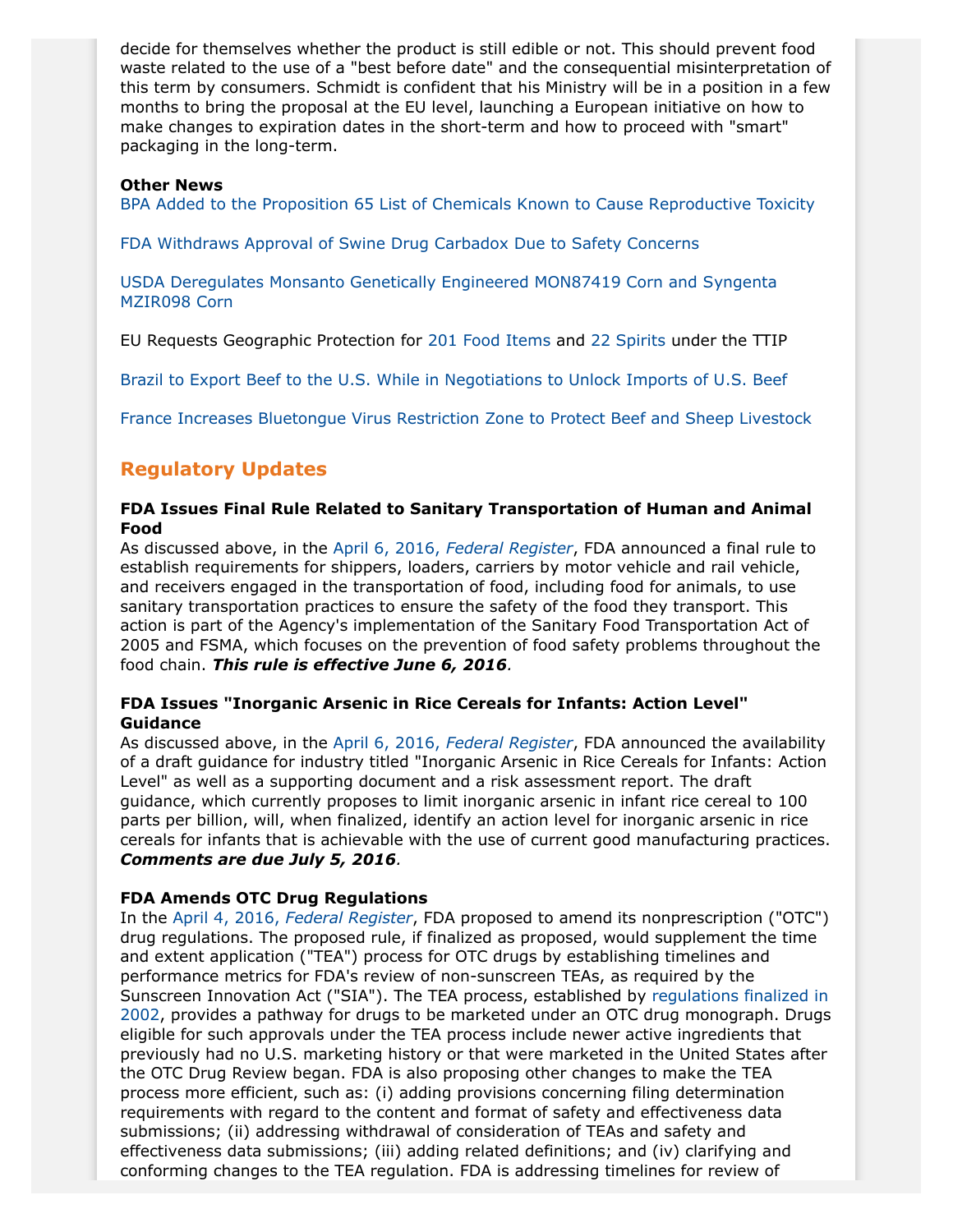decide for themselves whether the product is still edible or not. This should prevent food waste related to the use of a "best before date" and the consequential misinterpretation of this term by consumers. Schmidt is confident that his Ministry will be in a position in a few months to bring the proposal at the EU level, launching a European initiative on how to make changes to expiration dates in the short-term and how to proceed with "smart" packaging in the long-term.

**Other News**

BPA Added to the Proposition 65 List of Chemicals Known to Cause Reproductive Toxicity

FDA Withdraws Approval of Swine Drug Carbadox Due to Safety Concerns

USDA Deregulates Monsanto Genetically Engineered MON87419 Corn and Syngenta MZIR098 Corn

EU Requests Geographic Protection for 201 Food Items and 22 Spirits under the TTIP

Brazil to Export Beef to the U.S. While in Negotiations to Unlock Imports of U.S. Beef

France Increases Bluetongue Virus Restriction Zone to Protect Beef and Sheep Livestock

## Regulatory Updates

**FDA Issues Final Rule Related to Sanitary Transportation of Human and Animal Food**

As discussed above, in the April 6, 2016, *Federal Register*, FDA announced a final rule to establish requirements for shippers, loaders, carriers by motor vehicle and rail vehicle, and receivers engaged in the transportation of food, including food for animals, to use sanitary transportation practices to ensure the safety of the food they transport. This action is part of the Agency's implementation of the Sanitary Food Transportation Act of 2005 and FSMA, which focuses on the prevention of food safety problems throughout the food chain. ***This rule is effective June 6, 2016***.

**FDA Issues "Inorganic Arsenic in Rice Cereals for Infants: Action Level" Guidance**

As discussed above, in the April 6, 2016, *Federal Register*, FDA announced the availability of a draft guidance for industry titled "Inorganic Arsenic in Rice Cereals for Infants: Action Level" as well as a supporting document and a risk assessment report. The draft guidance, which currently proposes to limit inorganic arsenic in infant rice cereal to 100 parts per billion, will, when finalized, identify an action level for inorganic arsenic in rice cereals for infants that is achievable with the use of current good manufacturing practices. ***Comments are due July 5, 2016***.

**FDA Amends OTC Drug Regulations**

In the April 4, 2016, *Federal Register*, FDA proposed to amend its nonprescription ("OTC") drug regulations. The proposed rule, if finalized as proposed, would supplement the time and extent application ("TEA") process for OTC drugs by establishing timelines and performance metrics for FDA's review of non-sunscreen TEAs, as required by the Sunscreen Innovation Act ("SIA"). The TEA process, established by regulations finalized in 2002, provides a pathway for drugs to be marketed under an OTC drug monograph. Drugs eligible for such approvals under the TEA process include newer active ingredients that previously had no U.S. marketing history or that were marketed in the United States after the OTC Drug Review began. FDA is also proposing other changes to make the TEA process more efficient, such as: (i) adding provisions concerning filing determination requirements with regard to the content and format of safety and effectiveness data submissions; (ii) addressing withdrawal of consideration of TEAs and safety and effectiveness data submissions; (iii) adding related definitions; and (iv) clarifying and conforming changes to the TEA regulation. FDA is addressing timelines for review of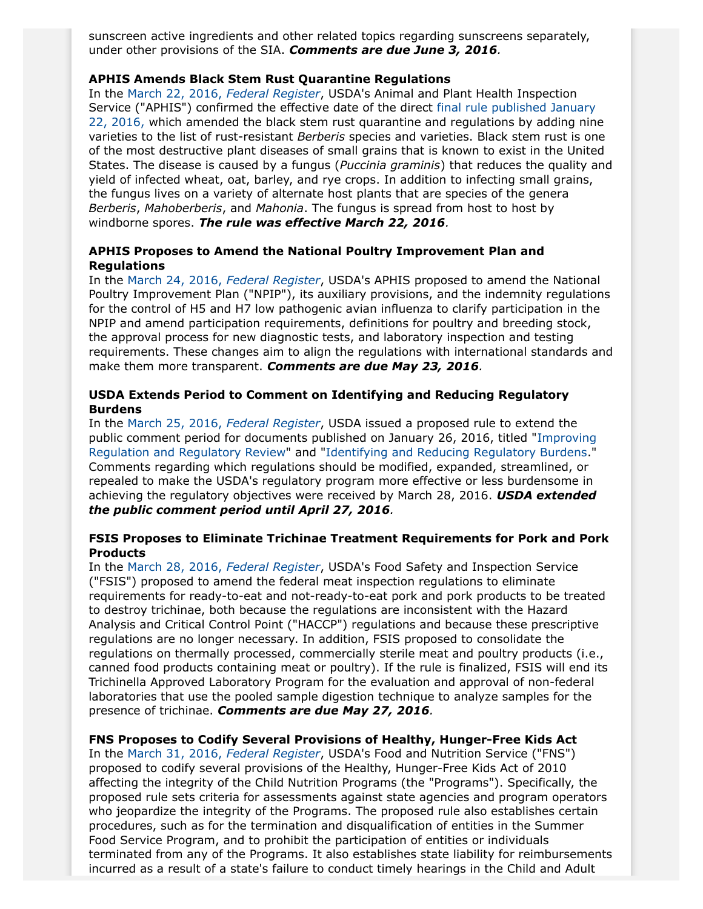sunscreen active ingredients and other related topics regarding sunscreens separately, under other provisions of the SIA. ***Comments are due June 3, 2016***.

**APHIS Amends Black Stem Rust Quarantine Regulations**

In the March 22, 2016, *Federal Register*, USDA's Animal and Plant Health Inspection Service ("APHIS") confirmed the effective date of the direct final rule published January 22, 2016, which amended the black stem rust quarantine and regulations by adding nine varieties to the list of rust-resistant *Berberis* species and varieties. Black stem rust is one of the most destructive plant diseases of small grains that is known to exist in the United States. The disease is caused by a fungus (*Puccinia graminis*) that reduces the quality and yield of infected wheat, oat, barley, and rye crops. In addition to infecting small grains, the fungus lives on a variety of alternate host plants that are species of the genera *Berberis*, *Mahoberberis*, and *Mahonia*. The fungus is spread from host to host by windborne spores. ***The rule was effective March 22, 2016***.

**APHIS Proposes to Amend the National Poultry Improvement Plan and Regulations**

In the March 24, 2016, *Federal Register*, USDA's APHIS proposed to amend the National Poultry Improvement Plan ("NPIP"), its auxiliary provisions, and the indemnity regulations for the control of H5 and H7 low pathogenic avian influenza to clarify participation in the NPIP and amend participation requirements, definitions for poultry and breeding stock, the approval process for new diagnostic tests, and laboratory inspection and testing requirements. These changes aim to align the regulations with international standards and make them more transparent. ***Comments are due May 23, 2016***.

**USDA Extends Period to Comment on Identifying and Reducing Regulatory Burdens**

In the March 25, 2016, *Federal Register*, USDA issued a proposed rule to extend the public comment period for documents published on January 26, 2016, titled "Improving Regulation and Regulatory Review" and "Identifying and Reducing Regulatory Burdens." Comments regarding which regulations should be modified, expanded, streamlined, or repealed to make the USDA's regulatory program more effective or less burdensome in achieving the regulatory objectives were received by March 28, 2016. ***USDA extended the public comment period until April 27, 2016***.

**FSIS Proposes to Eliminate Trichinae Treatment Requirements for Pork and Pork Products**

In the March 28, 2016, *Federal Register*, USDA's Food Safety and Inspection Service ("FSIS") proposed to amend the federal meat inspection regulations to eliminate requirements for ready-to-eat and not-ready-to-eat pork and pork products to be treated to destroy trichinae, both because the regulations are inconsistent with the Hazard Analysis and Critical Control Point ("HACCP") regulations and because these prescriptive regulations are no longer necessary. In addition, FSIS proposed to consolidate the regulations on thermally processed, commercially sterile meat and poultry products (i.e., canned food products containing meat or poultry). If the rule is finalized, FSIS will end its Trichinella Approved Laboratory Program for the evaluation and approval of non-federal laboratories that use the pooled sample digestion technique to analyze samples for the presence of trichinae. ***Comments are due May 27, 2016***.

**FNS Proposes to Codify Several Provisions of Healthy, Hunger-Free Kids Act**

In the March 31, 2016, *Federal Register*, USDA's Food and Nutrition Service ("FNS") proposed to codify several provisions of the Healthy, Hunger-Free Kids Act of 2010 affecting the integrity of the Child Nutrition Programs (the "Programs"). Specifically, the proposed rule sets criteria for assessments against state agencies and program operators who jeopardize the integrity of the Programs. The proposed rule also establishes certain procedures, such as for the termination and disqualification of entities in the Summer Food Service Program, and to prohibit the participation of entities or individuals terminated from any of the Programs. It also establishes state liability for reimbursements incurred as a result of a state's failure to conduct timely hearings in the Child and Adult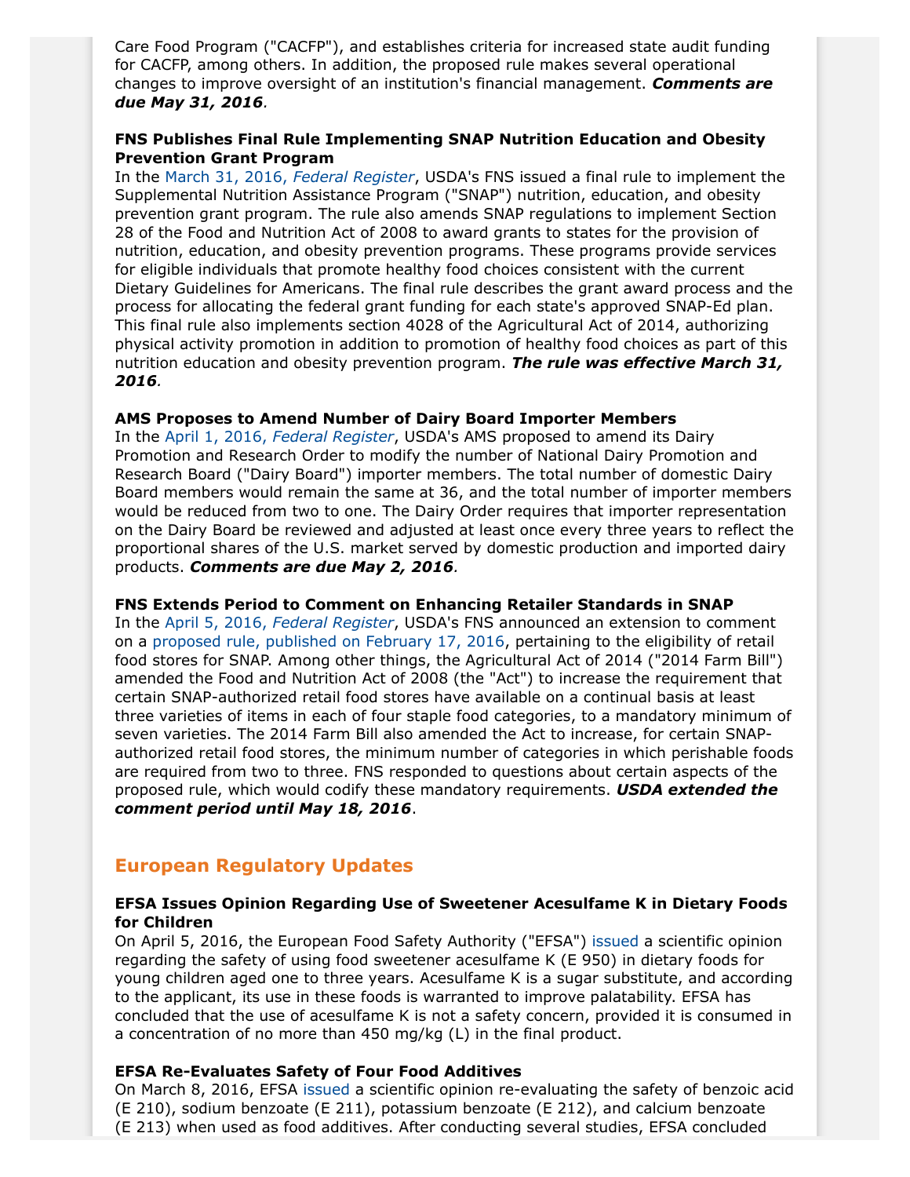Care Food Program ("CACFP"), and establishes criteria for increased state audit funding for CACFP, among others. In addition, the proposed rule makes several operational changes to improve oversight of an institution's financial management. ***Comments are due May 31, 2016***.

**FNS Publishes Final Rule Implementing SNAP Nutrition Education and Obesity Prevention Grant Program**
In the March 31, 2016, *Federal Register*, USDA's FNS issued a final rule to implement the Supplemental Nutrition Assistance Program ("SNAP") nutrition, education, and obesity prevention grant program. The rule also amends SNAP regulations to implement Section 28 of the Food and Nutrition Act of 2008 to award grants to states for the provision of nutrition, education, and obesity prevention programs. These programs provide services for eligible individuals that promote healthy food choices consistent with the current Dietary Guidelines for Americans. The final rule describes the grant award process and the process for allocating the federal grant funding for each state's approved SNAP-Ed plan. This final rule also implements section 4028 of the Agricultural Act of 2014, authorizing physical activity promotion in addition to promotion of healthy food choices as part of this nutrition education and obesity prevention program. ***The rule was effective March 31, 2016***.

**AMS Proposes to Amend Number of Dairy Board Importer Members**
In the April 1, 2016, *Federal Register*, USDA's AMS proposed to amend its Dairy Promotion and Research Order to modify the number of National Dairy Promotion and Research Board ("Dairy Board") importer members. The total number of domestic Dairy Board members would remain the same at 36, and the total number of importer members would be reduced from two to one. The Dairy Order requires that importer representation on the Dairy Board be reviewed and adjusted at least once every three years to reflect the proportional shares of the U.S. market served by domestic production and imported dairy products. ***Comments are due May 2, 2016***.

**FNS Extends Period to Comment on Enhancing Retailer Standards in SNAP**
In the April 5, 2016, *Federal Register*, USDA's FNS announced an extension to comment on a proposed rule, published on February 17, 2016, pertaining to the eligibility of retail food stores for SNAP. Among other things, the Agricultural Act of 2014 ("2014 Farm Bill") amended the Food and Nutrition Act of 2008 (the "Act") to increase the requirement that certain SNAP-authorized retail food stores have available on a continual basis at least three varieties of items in each of four staple food categories, to a mandatory minimum of seven varieties. The 2014 Farm Bill also amended the Act to increase, for certain SNAP-authorized retail food stores, the minimum number of categories in which perishable foods are required from two to three. FNS responded to questions about certain aspects of the proposed rule, which would codify these mandatory requirements. ***USDA extended the comment period until May 18, 2016***.

## European Regulatory Updates

**EFSA Issues Opinion Regarding Use of Sweetener Acesulfame K in Dietary Foods for Children**
On April 5, 2016, the European Food Safety Authority ("EFSA") issued a scientific opinion regarding the safety of using food sweetener acesulfame K (E 950) in dietary foods for young children aged one to three years. Acesulfame K is a sugar substitute, and according to the applicant, its use in these foods is warranted to improve palatability. EFSA has concluded that the use of acesulfame K is not a safety concern, provided it is consumed in a concentration of no more than 450 mg/kg (L) in the final product.

**EFSA Re-Evaluates Safety of Four Food Additives**
On March 8, 2016, EFSA issued a scientific opinion re-evaluating the safety of benzoic acid (E 210), sodium benzoate (E 211), potassium benzoate (E 212), and calcium benzoate (E 213) when used as food additives. After conducting several studies, EFSA concluded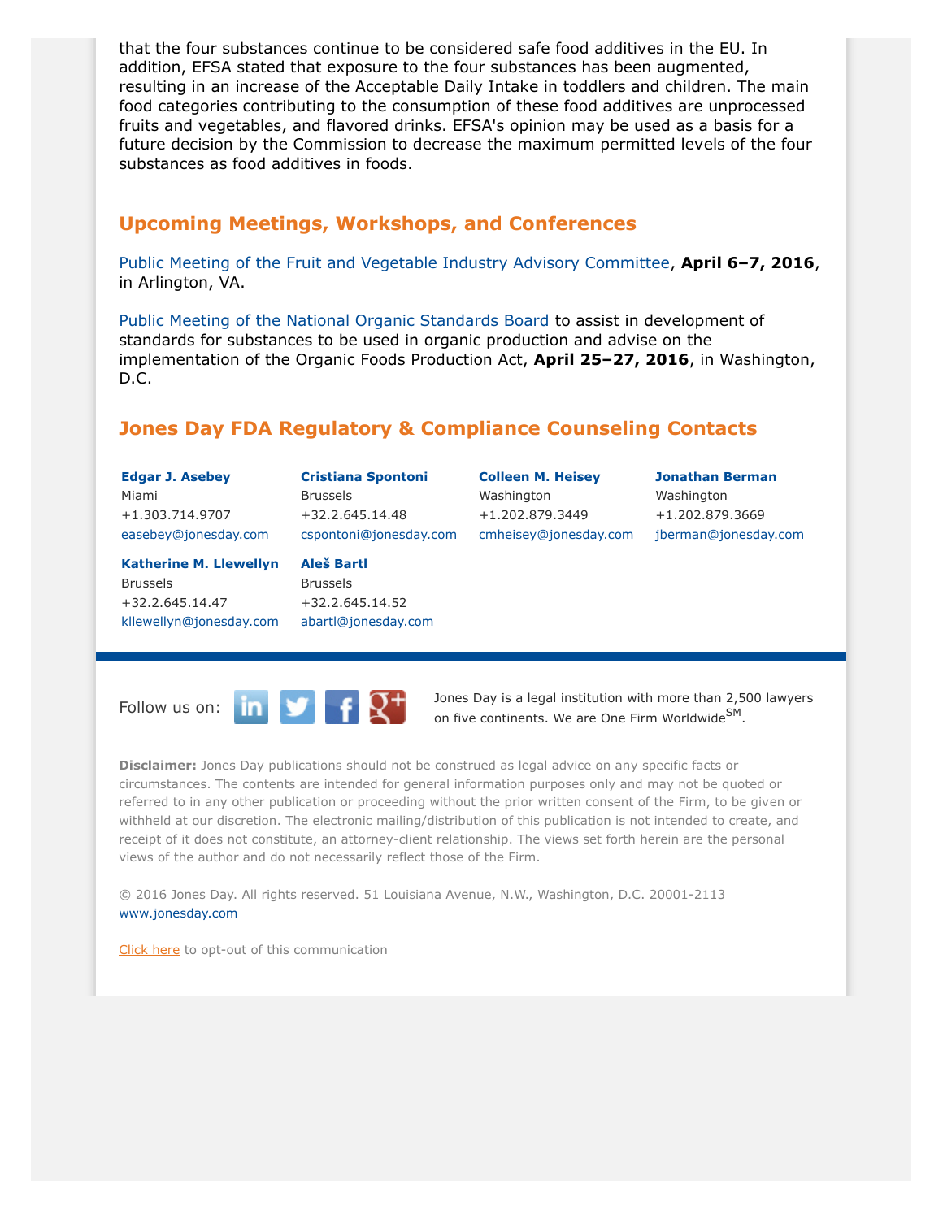that the four substances continue to be considered safe food additives in the EU. In addition, EFSA stated that exposure to the four substances has been augmented, resulting in an increase of the Acceptable Daily Intake in toddlers and children. The main food categories contributing to the consumption of these food additives are unprocessed fruits and vegetables, and flavored drinks. EFSA's opinion may be used as a basis for a future decision by the Commission to decrease the maximum permitted levels of the four substances as food additives in foods.

## Upcoming Meetings, Workshops, and Conferences

Public Meeting of the Fruit and Vegetable Industry Advisory Committee, **April 6–7, 2016**, in Arlington, VA.

Public Meeting of the National Organic Standards Board to assist in development of standards for substances to be used in organic production and advise on the implementation of the Organic Foods Production Act, **April 25–27, 2016**, in Washington, D.C.

## Jones Day FDA Regulatory & Compliance Counseling Contacts

**Edgar J. Asebey**
Miami
+1.303.714.9707
easebey@jonesday.com

**Cristiana Spontoni**
Brussels
+32.2.645.14.48
cspontoni@jonesday.com

**Colleen M. Heisey**
Washington
+1.202.879.3449
cmheisey@jonesday.com

**Jonathan Berman**
Washington
+1.202.879.3669
jberman@jonesday.com

**Katherine M. Llewellyn**
Brussels
+32.2.645.14.47
kllewellyn@jonesday.com

**Aleš Bartl**
Brussels
+32.2.645.14.52
abartl@jonesday.com

Follow us on:

Jones Day is a legal institution with more than 2,500 lawyers on five continents. We are One Firm Worldwide℠.

**Disclaimer:** Jones Day publications should not be construed as legal advice on any specific facts or circumstances. The contents are intended for general information purposes only and may not be quoted or referred to in any other publication or proceeding without the prior written consent of the Firm, to be given or withheld at our discretion. The electronic mailing/distribution of this publication is not intended to create, and receipt of it does not constitute, an attorney-client relationship. The views set forth herein are the personal views of the author and do not necessarily reflect those of the Firm.

© 2016 Jones Day. All rights reserved. 51 Louisiana Avenue, N.W., Washington, D.C. 20001-2113
www.jonesday.com

Click here to opt-out of this communication